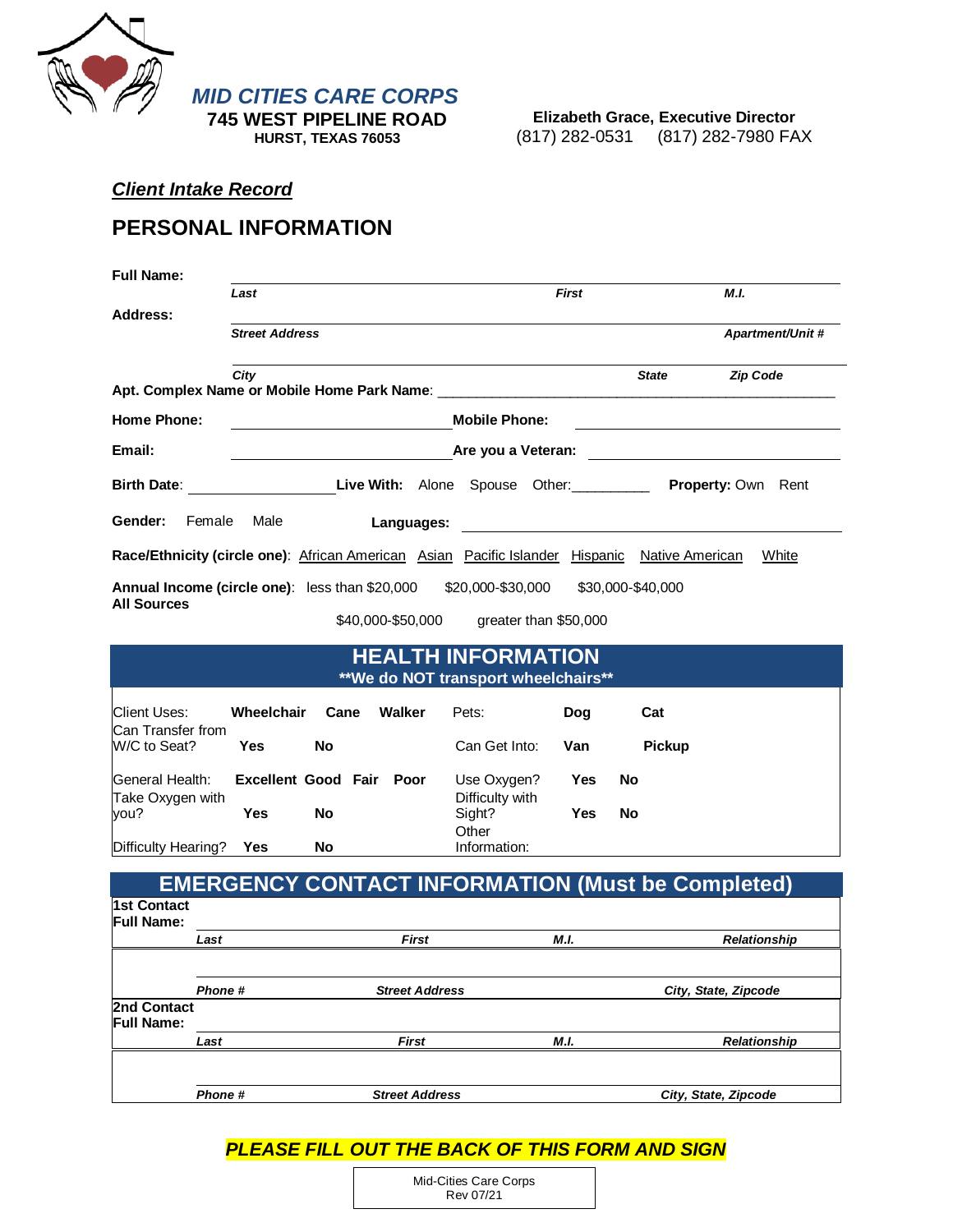# MID CITIES CARE CORPS

**745 WEST PIPELINE ROAD**
**HURST, TEXAS 76053**

**Elizabeth Grace, Executive Director**
(817) 282-0531 (817) 282-7980 FAX

***Client Intake Record***

## PERSONAL INFORMATION

**Full Name:** ______________________________________________
*Last* *First* *M.I.*

**Address:** ______________________________________________
*Street Address* *Apartment/Unit #*

______________________________________________
*City* *State* *Zip Code*

**Apt. Complex Name or Mobile Home Park Name**: ______________________________________________

**Home Phone:** ____________________ **Mobile Phone:** ____________________

**Email:** ____________________ **Are you a Veteran:** ____________________

**Birth Date**: ______________ **Live With:** Alone Spouse Other:__________ **Property:** Own Rent

**Gender:** Female Male **Languages:** ____________________

**Race/Ethnicity (circle one)**: African American Asian Pacific Islander Hispanic Native American White

**Annual Income (circle one)**: less than $20,000 $20,000-$30,000 $30,000-$40,000 $40,000-$50,000 greater than $50,000
**All Sources**

## HEALTH INFORMATION

**\*\*We do NOT transport wheelchairs\*\***

| | | | | | | | |
|---|---|---|---|---|---|---|---|
| Client Uses: | **Wheelchair** | **Cane** | **Walker** | Pets: | **Dog** | **Cat** | |
| Can Transfer from W/C to Seat? | **Yes** | **No** | | Can Get Into: | **Van** | **Pickup** | |
| General Health: | **Excellent** | **Good** | **Fair** **Poor** | Use Oxygen? | **Yes** | **No** | |
| Take Oxygen with you? | **Yes** | **No** | | Difficulty with Sight? | **Yes** | **No** | |
| Difficulty Hearing? | **Yes** | **No** | | Other Information: | | | |

## EMERGENCY CONTACT INFORMATION (Must be Completed)

| | | | | |
|---|---|---|---|---|
| **1st Contact Full Name:** | | | | |
| | *Last* | *First* | *M.I.* | *Relationship* |
| | *Phone #* | *Street Address* | | *City, State, Zipcode* |
| **2nd Contact Full Name:** | | | | |
| | *Last* | *First* | *M.I.* | *Relationship* |
| | *Phone #* | *Street Address* | | *City, State, Zipcode* |

***PLEASE FILL OUT THE BACK OF THIS FORM AND SIGN***

Mid-Cities Care Corps
Rev 07/21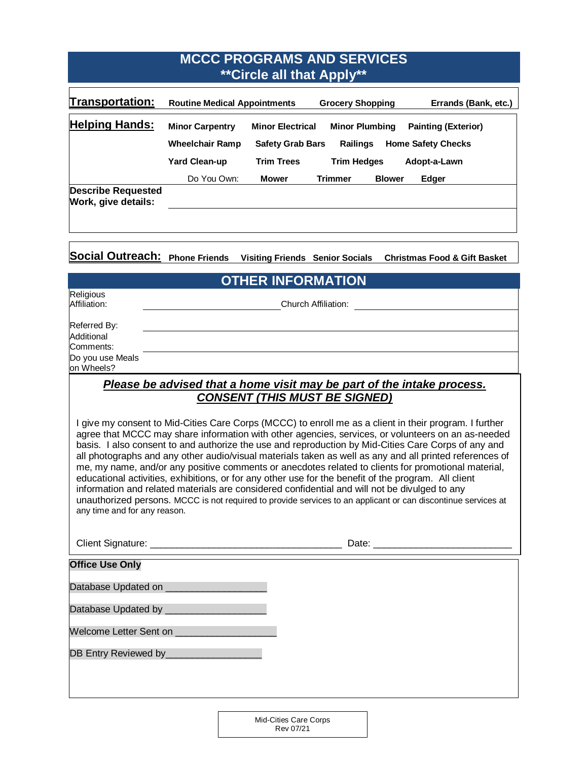# MCCC PROGRAMS AND SERVICES
## **Circle all that Apply**

| | | | | |
|---|---|---|---|---|
| **Transportation:** | **Routine Medical Appointments** | **Grocery Shopping** | **Errands (Bank, etc.)** | |
| **Helping Hands:** | **Minor Carpentry** | **Minor Electrical** | **Minor Plumbing** | **Painting (Exterior)** |
| | **Wheelchair Ramp** | **Safety Grab Bars** | **Railings** | **Home Safety Checks** |
| | **Yard Clean-up** | **Trim Trees** | **Trim Hedges** | **Adopt-a-Lawn** |
| | Do You Own: **Mower** | **Trimmer** | **Blower** | **Edger** |

**Describe Requested Work, give details:** ______________________________

______________________________

| | | | | |
|---|---|---|---|---|
| **Social Outreach:** | **Phone Friends** | **Visiting Friends** | **Senior Socials** | **Christmas Food & Gift Basket** |

## OTHER INFORMATION

Religious Affiliation: ______________________ Church Affiliation: ______________________

Referred By: ______________________________

Additional Comments: ______________________________

Do you use Meals on Wheels? ______________________________

***Please be advised that a home visit may be part of the intake process.***

***CONSENT (THIS MUST BE SIGNED)***

I give my consent to Mid-Cities Care Corps (MCCC) to enroll me as a client in their program. I further agree that MCCC may share information with other agencies, services, or volunteers on an as-needed basis. I also consent to and authorize the use and reproduction by Mid-Cities Care Corps of any and all photographs and any other audio/visual materials taken as well as any and all printed references of me, my name, and/or any positive comments or anecdotes related to clients for promotional material, educational activities, exhibitions, or for any other use for the benefit of the program. All client information and related materials are considered confidential and will not be divulged to any unauthorized persons. MCCC is not required to provide services to an applicant or can discontinue services at any time and for any reason.

Client Signature: ___________________________________ Date: _________________________

**Office Use Only**

Database Updated on __________________

Database Updated by __________________

Welcome Letter Sent on __________________

DB Entry Reviewed by__________________

Mid-Cities Care Corps
Rev 07/21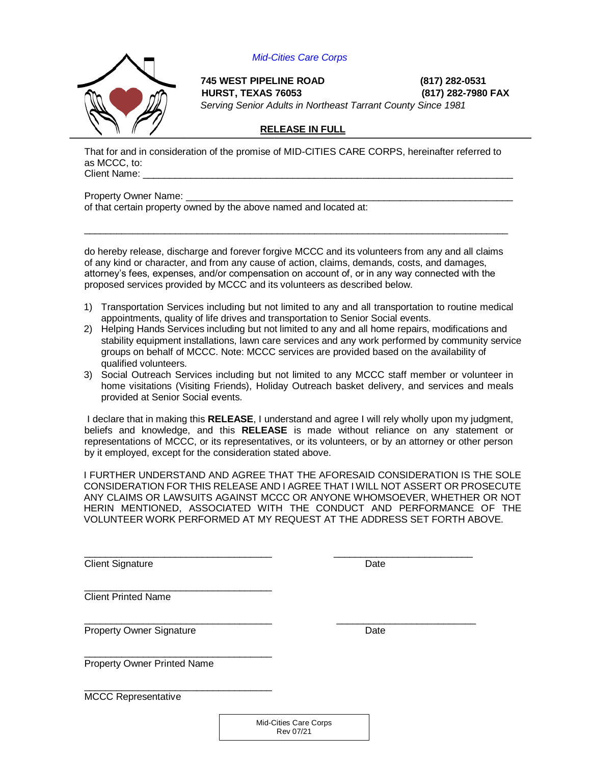*Mid-Cities Care Corps*

**745 WEST PIPELINE ROAD** **(817) 282-0531**
**HURST, TEXAS 76053** **(817) 282-7980 FAX**

*Serving Senior Adults in Northeast Tarrant County Since 1981*

## RELEASE IN FULL

That for and in consideration of the promise of MID-CITIES CARE CORPS, hereinafter referred to as MCCC, to:
Client Name: ______________________________________________________________________

Property Owner Name: _______________________________________________________________
of that certain property owned by the above named and located at:

_______________________________________________________________________________

do hereby release, discharge and forever forgive MCCC and its volunteers from any and all claims of any kind or character, and from any cause of action, claims, demands, costs, and damages, attorney's fees, expenses, and/or compensation on account of, or in any way connected with the proposed services provided by MCCC and its volunteers as described below.

1) Transportation Services including but not limited to any and all transportation to routine medical appointments, quality of life drives and transportation to Senior Social events.
2) Helping Hands Services including but not limited to any and all home repairs, modifications and stability equipment installations, lawn care services and any work performed by community service groups on behalf of MCCC. Note: MCCC services are provided based on the availability of qualified volunteers.
3) Social Outreach Services including but not limited to any MCCC staff member or volunteer in home visitations (Visiting Friends), Holiday Outreach basket delivery, and services and meals provided at Senior Social events.

I declare that in making this **RELEASE**, I understand and agree I will rely wholly upon my judgment, beliefs and knowledge, and this **RELEASE** is made without reliance on any statement or representations of MCCC, or its representatives, or its volunteers, or by an attorney or other person by it employed, except for the consideration stated above.

I FURTHER UNDERSTAND AND AGREE THAT THE AFORESAID CONSIDERATION IS THE SOLE CONSIDERATION FOR THIS RELEASE AND I AGREE THAT I WILL NOT ASSERT OR PROSECUTE ANY CLAIMS OR LAWSUITS AGAINST MCCC OR ANYONE WHOMSOEVER, WHETHER OR NOT HERIN MENTIONED, ASSOCIATED WITH THE CONDUCT AND PERFORMANCE OF THE VOLUNTEER WORK PERFORMED AT MY REQUEST AT THE ADDRESS SET FORTH ABOVE.

___________________________________ ___________________________
Client Signature Date

___________________________________
Client Printed Name

___________________________________ ___________________________
Property Owner Signature Date

___________________________________
Property Owner Printed Name

___________________________________
MCCC Representative

Mid-Cities Care Corps
Rev 07/21